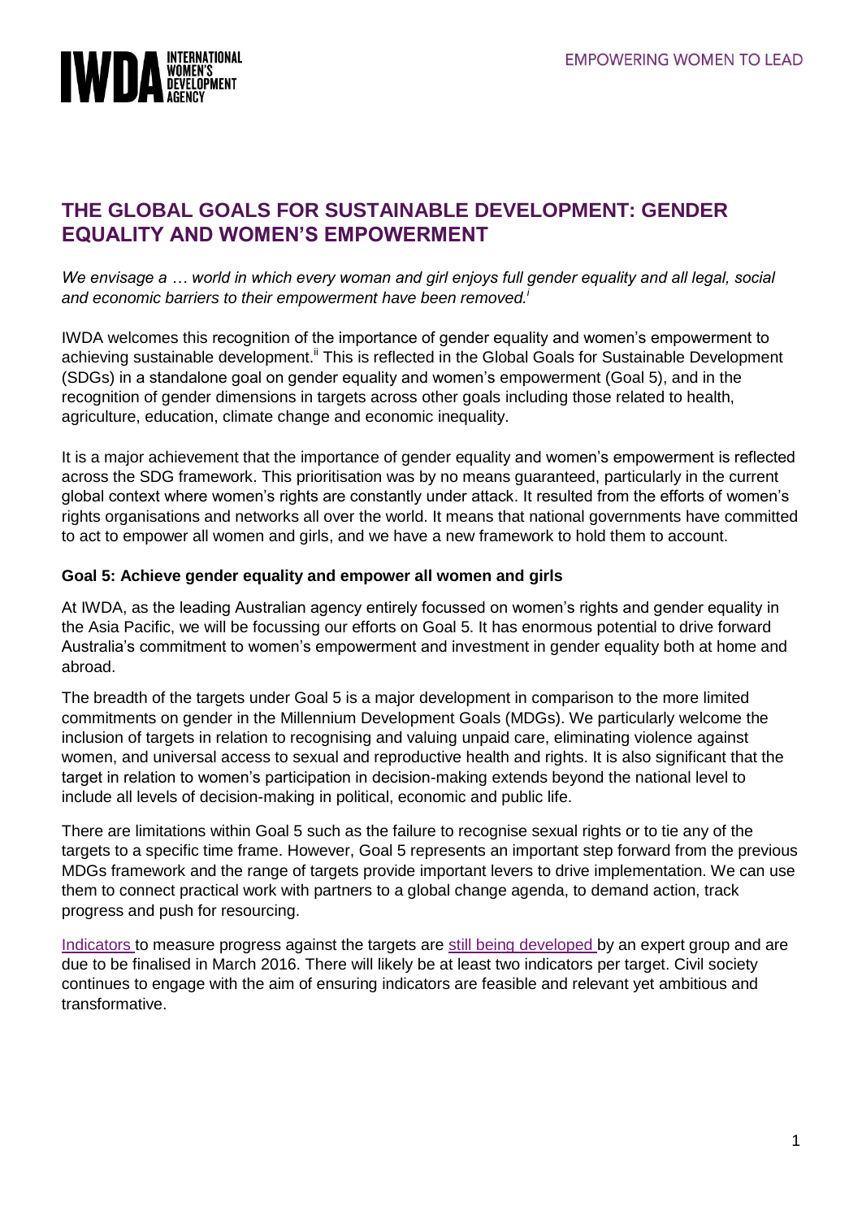# THE GLOBAL GOALS FOR SUSTAINABLE DEVELOPMENT: GENDER EQUALITY AND WOMEN'S EMPOWERMENT

*We envisage a … world in which every woman and girl enjoys full gender equality and all legal, social and economic barriers to their empowerment have been removed.*[i]

IWDA welcomes this recognition of the importance of gender equality and women's empowerment to achieving sustainable development.[ii] This is reflected in the Global Goals for Sustainable Development (SDGs) in a standalone goal on gender equality and women's empowerment (Goal 5), and in the recognition of gender dimensions in targets across other goals including those related to health, agriculture, education, climate change and economic inequality.

It is a major achievement that the importance of gender equality and women's empowerment is reflected across the SDG framework. This prioritisation was by no means guaranteed, particularly in the current global context where women's rights are constantly under attack. It resulted from the efforts of women's rights organisations and networks all over the world. It means that national governments have committed to act to empower all women and girls, and we have a new framework to hold them to account.

**Goal 5: Achieve gender equality and empower all women and girls**

At IWDA, as the leading Australian agency entirely focussed on women's rights and gender equality in the Asia Pacific, we will be focussing our efforts on Goal 5. It has enormous potential to drive forward Australia's commitment to women's empowerment and investment in gender equality both at home and abroad.

The breadth of the targets under Goal 5 is a major development in comparison to the more limited commitments on gender in the Millennium Development Goals (MDGs). We particularly welcome the inclusion of targets in relation to recognising and valuing unpaid care, eliminating violence against women, and universal access to sexual and reproductive health and rights. It is also significant that the target in relation to women's participation in decision-making extends beyond the national level to include all levels of decision-making in political, economic and public life.

There are limitations within Goal 5 such as the failure to recognise sexual rights or to tie any of the targets to a specific time frame. However, Goal 5 represents an important step forward from the previous MDGs framework and the range of targets provide important levers to drive implementation. We can use them to connect practical work with partners to a global change agenda, to demand action, track progress and push for resourcing.

Indicators to measure progress against the targets are still being developed by an expert group and are due to be finalised in March 2016. There will likely be at least two indicators per target. Civil society continues to engage with the aim of ensuring indicators are feasible and relevant yet ambitious and transformative.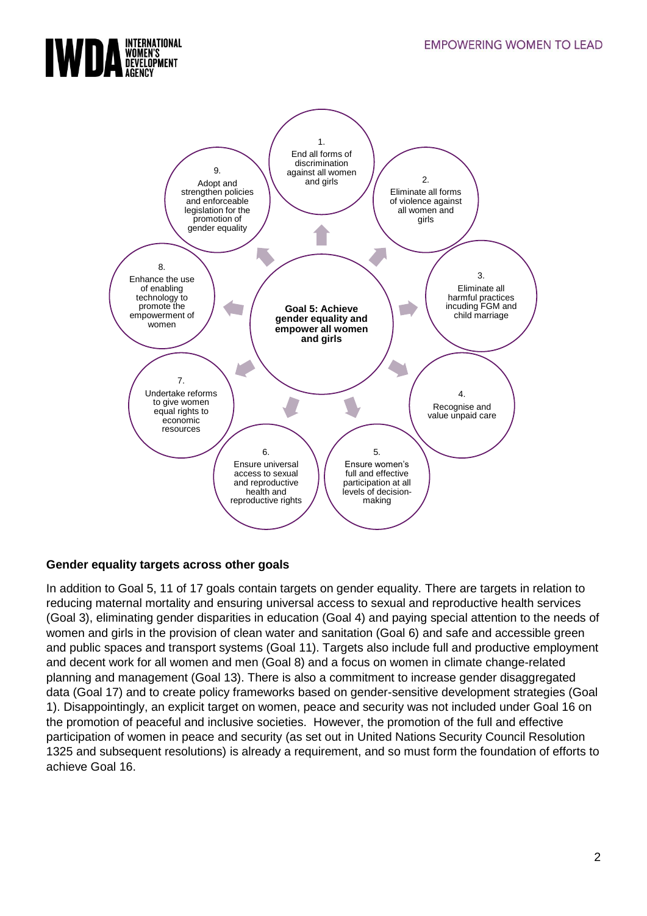Goal 5: Achieve gender equality and empower all women and girls

1. End all forms of discrimination against all women and girls
2. Eliminate all forms of violence against all women and girls
3. Eliminate all harmful practices incuding FGM and child marriage
4. Recognise and value unpaid care
5. Ensure women's full and effective participation at all levels of decision-making
6. Ensure universal access to sexual and reproductive health and reproductive rights
7. Undertake reforms to give women equal rights to economic resources
8. Enhance the use of enabling technology to promote the empowerment of women
9. Adopt and strengthen policies and enforceable legislation for the promotion of gender equality

**Gender equality targets across other goals**

In addition to Goal 5, 11 of 17 goals contain targets on gender equality. There are targets in relation to reducing maternal mortality and ensuring universal access to sexual and reproductive health services (Goal 3), eliminating gender disparities in education (Goal 4) and paying special attention to the needs of women and girls in the provision of clean water and sanitation (Goal 6) and safe and accessible green and public spaces and transport systems (Goal 11). Targets also include full and productive employment and decent work for all women and men (Goal 8) and a focus on women in climate change-related planning and management (Goal 13). There is also a commitment to increase gender disaggregated data (Goal 17) and to create policy frameworks based on gender-sensitive development strategies (Goal 1). Disappointingly, an explicit target on women, peace and security was not included under Goal 16 on the promotion of peaceful and inclusive societies. However, the promotion of the full and effective participation of women in peace and security (as set out in United Nations Security Council Resolution 1325 and subsequent resolutions) is already a requirement, and so must form the foundation of efforts to achieve Goal 16.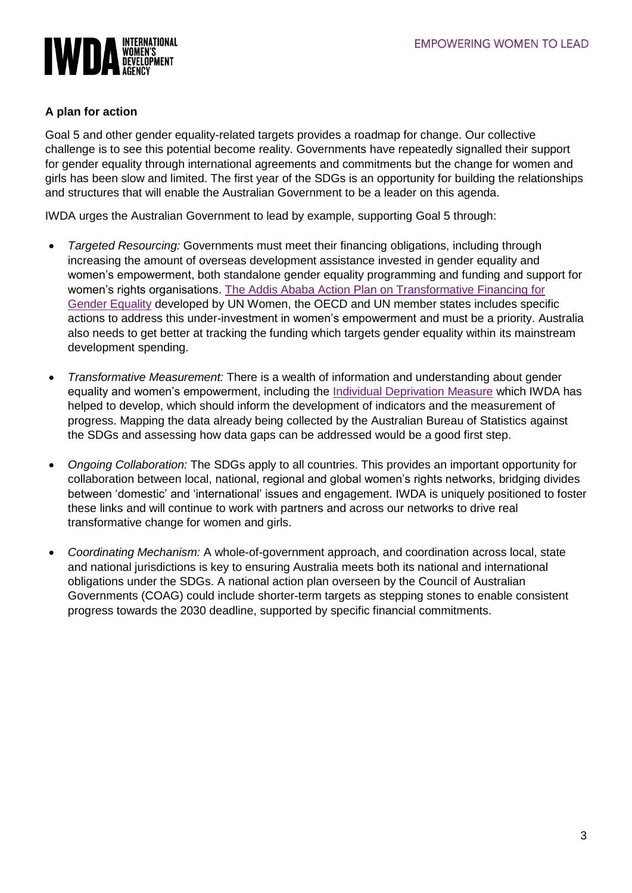**A plan for action**

Goal 5 and other gender equality-related targets provides a roadmap for change. Our collective challenge is to see this potential become reality. Governments have repeatedly signalled their support for gender equality through international agreements and commitments but the change for women and girls has been slow and limited. The first year of the SDGs is an opportunity for building the relationships and structures that will enable the Australian Government to be a leader on this agenda.

IWDA urges the Australian Government to lead by example, supporting Goal 5 through:

- *Targeted Resourcing:* Governments must meet their financing obligations, including through increasing the amount of overseas development assistance invested in gender equality and women's empowerment, both standalone gender equality programming and funding and support for women's rights organisations. The Addis Ababa Action Plan on Transformative Financing for Gender Equality developed by UN Women, the OECD and UN member states includes specific actions to address this under-investment in women's empowerment and must be a priority. Australia also needs to get better at tracking the funding which targets gender equality within its mainstream development spending.

- *Transformative Measurement:* There is a wealth of information and understanding about gender equality and women's empowerment, including the Individual Deprivation Measure which IWDA has helped to develop, which should inform the development of indicators and the measurement of progress. Mapping the data already being collected by the Australian Bureau of Statistics against the SDGs and assessing how data gaps can be addressed would be a good first step.

- *Ongoing Collaboration:* The SDGs apply to all countries. This provides an important opportunity for collaboration between local, national, regional and global women's rights networks, bridging divides between 'domestic' and 'international' issues and engagement. IWDA is uniquely positioned to foster these links and will continue to work with partners and across our networks to drive real transformative change for women and girls.

- *Coordinating Mechanism:* A whole-of-government approach, and coordination across local, state and national jurisdictions is key to ensuring Australia meets both its national and international obligations under the SDGs. A national action plan overseen by the Council of Australian Governments (COAG) could include shorter-term targets as stepping stones to enable consistent progress towards the 2030 deadline, supported by specific financial commitments.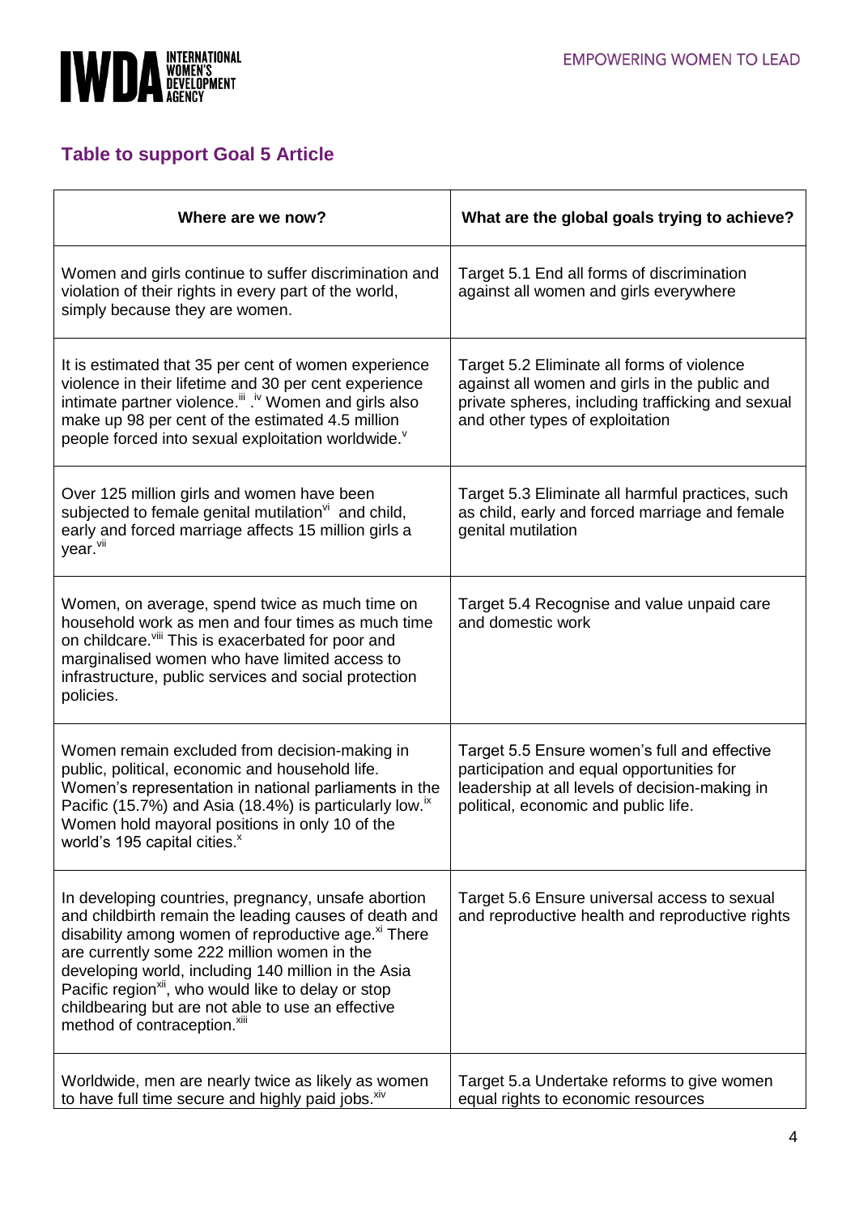## Table to support Goal 5 Article

| Where are we now? | What are the global goals trying to achieve? |
|---|---|
| Women and girls continue to suffer discrimination and violation of their rights in every part of the world, simply because they are women. | Target 5.1 End all forms of discrimination against all women and girls everywhere |
| It is estimated that 35 per cent of women experience violence in their lifetime and 30 per cent experience intimate partner violence.[iii] .[iv] Women and girls also make up 98 per cent of the estimated 4.5 million people forced into sexual exploitation worldwide.[v] | Target 5.2 Eliminate all forms of violence against all women and girls in the public and private spheres, including trafficking and sexual and other types of exploitation |
| Over 125 million girls and women have been subjected to female genital mutilation[vi] and child, early and forced marriage affects 15 million girls a year.[vii] | Target 5.3 Eliminate all harmful practices, such as child, early and forced marriage and female genital mutilation |
| Women, on average, spend twice as much time on household work as men and four times as much time on childcare.[viii] This is exacerbated for poor and marginalised women who have limited access to infrastructure, public services and social protection policies. | Target 5.4 Recognise and value unpaid care and domestic work |
| Women remain excluded from decision-making in public, political, economic and household life. Women's representation in national parliaments in the Pacific (15.7%) and Asia (18.4%) is particularly low.[ix] Women hold mayoral positions in only 10 of the world's 195 capital cities.[x] | Target 5.5 Ensure women's full and effective participation and equal opportunities for leadership at all levels of decision-making in political, economic and public life. |
| In developing countries, pregnancy, unsafe abortion and childbirth remain the leading causes of death and disability among women of reproductive age.[xi] There are currently some 222 million women in the developing world, including 140 million in the Asia Pacific region[xii], who would like to delay or stop childbearing but are not able to use an effective method of contraception.[xiii] | Target 5.6 Ensure universal access to sexual and reproductive health and reproductive rights |
| Worldwide, men are nearly twice as likely as women to have full time secure and highly paid jobs.[xiv] | Target 5.a Undertake reforms to give women equal rights to economic resources |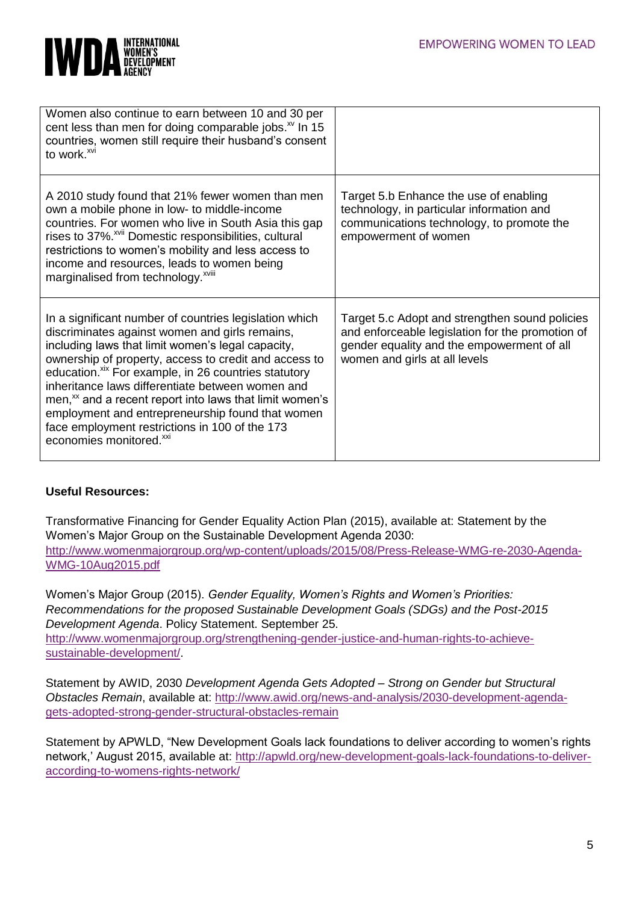| | |
|---|---|
| Women also continue to earn between 10 and 30 per cent less than men for doing comparable jobs.[xv] In 15 countries, women still require their husband's consent to work.[xvi] | |
| A 2010 study found that 21% fewer women than men own a mobile phone in low- to middle-income countries. For women who live in South Asia this gap rises to 37%.[xvii] Domestic responsibilities, cultural restrictions to women's mobility and less access to income and resources, leads to women being marginalised from technology.[xviii] | Target 5.b Enhance the use of enabling technology, in particular information and communications technology, to promote the empowerment of women |
| In a significant number of countries legislation which discriminates against women and girls remains, including laws that limit women's legal capacity, ownership of property, access to credit and access to education.[xix] For example, in 26 countries statutory inheritance laws differentiate between women and men,[xx] and a recent report into laws that limit women's employment and entrepreneurship found that women face employment restrictions in 100 of the 173 economies monitored.[xxi] | Target 5.c Adopt and strengthen sound policies and enforceable legislation for the promotion of gender equality and the empowerment of all women and girls at all levels |

**Useful Resources:**

Transformative Financing for Gender Equality Action Plan (2015), available at: Statement by the Women's Major Group on the Sustainable Development Agenda 2030: http://www.womenmajorgroup.org/wp-content/uploads/2015/08/Press-Release-WMG-re-2030-Agenda-WMG-10Aug2015.pdf

Women's Major Group (2015). *Gender Equality, Women's Rights and Women's Priorities: Recommendations for the proposed Sustainable Development Goals (SDGs) and the Post-2015 Development Agenda*. Policy Statement. September 25. http://www.womenmajorgroup.org/strengthening-gender-justice-and-human-rights-to-achieve-sustainable-development/.

Statement by AWID, 2030 *Development Agenda Gets Adopted – Strong on Gender but Structural Obstacles Remain*, available at: http://www.awid.org/news-and-analysis/2030-development-agenda-gets-adopted-strong-gender-structural-obstacles-remain

Statement by APWLD, "New Development Goals lack foundations to deliver according to women's rights network,' August 2015, available at: http://apwld.org/new-development-goals-lack-foundations-to-deliver-according-to-womens-rights-network/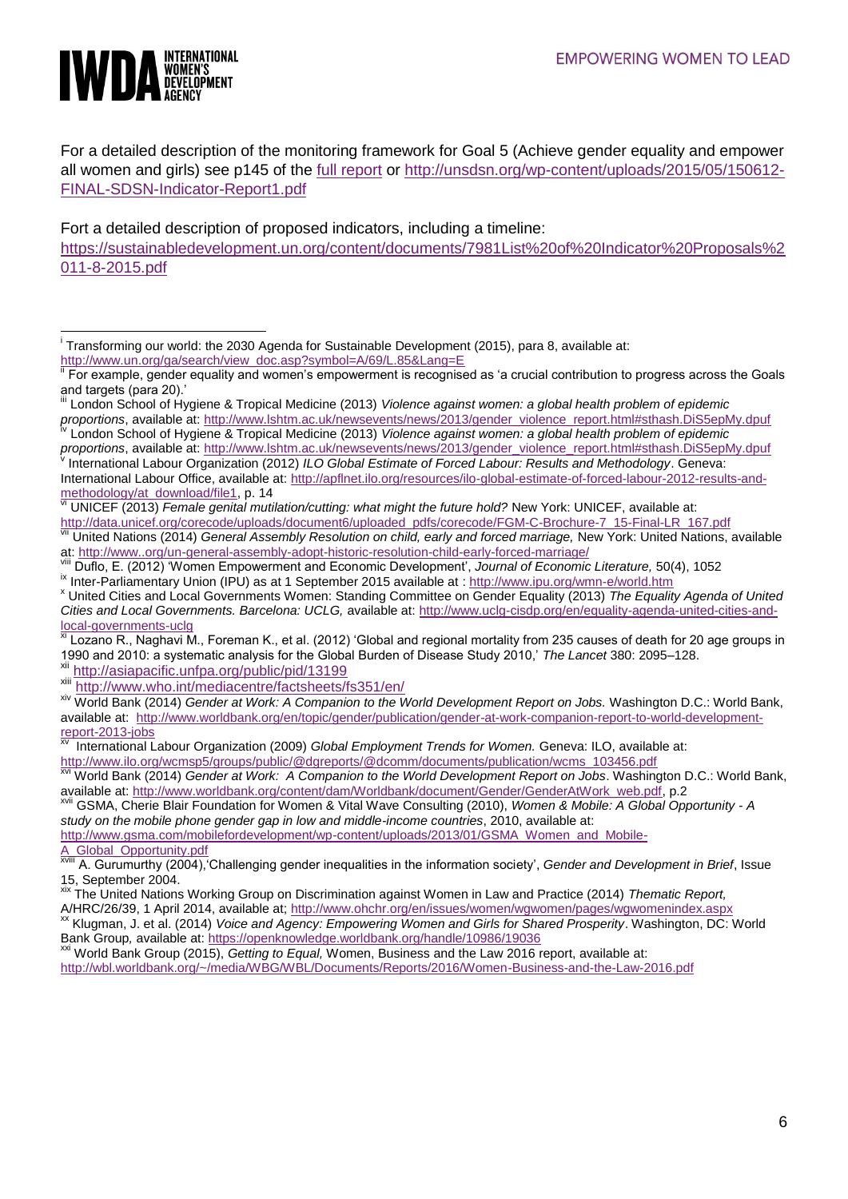For a detailed description of the monitoring framework for Goal 5 (Achieve gender equality and empower all women and girls) see p145 of the full report or http://unsdsn.org/wp-content/uploads/2015/05/150612-FINAL-SDSN-Indicator-Report1.pdf

Fort a detailed description of proposed indicators, including a timeline: https://sustainabledevelopment.un.org/content/documents/7981List%20of%20Indicator%20Proposals%2011-8-2015.pdf

---

[i] Transforming our world: the 2030 Agenda for Sustainable Development (2015), para 8, available at: http://www.un.org/ga/search/view_doc.asp?symbol=A/69/L.85&Lang=E

[ii] For example, gender equality and women's empowerment is recognised as 'a crucial contribution to progress across the Goals and targets (para 20).'

[iii] London School of Hygiene & Tropical Medicine (2013) *Violence against women: a global health problem of epidemic proportions*, available at: http://www.lshtm.ac.uk/newsevents/news/2013/gender_violence_report.html#sthash.DiS5epMy.dpuf

[iv] London School of Hygiene & Tropical Medicine (2013) *Violence against women: a global health problem of epidemic proportions*, available at: http://www.lshtm.ac.uk/newsevents/news/2013/gender_violence_report.html#sthash.DiS5epMy.dpuf

[v] International Labour Organization (2012) *ILO Global Estimate of Forced Labour: Results and Methodology*. Geneva: International Labour Office, available at: http://apflnet.ilo.org/resources/ilo-global-estimate-of-forced-labour-2012-results-and-methodology/at_download/file1, p. 14

[vi] UNICEF (2013) *Female genital mutilation/cutting: what might the future hold?* New York: UNICEF, available at: http://data.unicef.org/corecode/uploads/document6/uploaded_pdfs/corecode/FGM-C-Brochure-7_15-Final-LR_167.pdf

[vii] United Nations (2014) *General Assembly Resolution on child, early and forced marriage,* New York: United Nations, available at: http://www..org/un-general-assembly-adopt-historic-resolution-child-early-forced-marriage/

[viii] Duflo, E. (2012) 'Women Empowerment and Economic Development', *Journal of Economic Literature,* 50(4), 1052

[ix] Inter-Parliamentary Union (IPU) as at 1 September 2015 available at : http://www.ipu.org/wmn-e/world.htm

[x] United Cities and Local Governments Women: Standing Committee on Gender Equality (2013) *The Equality Agenda of United Cities and Local Governments. Barcelona: UCLG,* available at: http://www.uclg-cisdp.org/en/equality-agenda-united-cities-and-local-governments-uclg

[xi] Lozano R., Naghavi M., Foreman K., et al. (2012) 'Global and regional mortality from 235 causes of death for 20 age groups in 1990 and 2010: a systematic analysis for the Global Burden of Disease Study 2010,' *The Lancet* 380: 2095–128.

[xii] http://asiapacific.unfpa.org/public/pid/13199

[xiii] http://www.who.int/mediacentre/factsheets/fs351/en/

[xiv] World Bank (2014) *Gender at Work: A Companion to the World Development Report on Jobs.* Washington D.C.: World Bank, available at: http://www.worldbank.org/en/topic/gender/publication/gender-at-work-companion-report-to-world-development-report-2013-jobs

[xv] International Labour Organization (2009) *Global Employment Trends for Women.* Geneva: ILO, available at: http://www.ilo.org/wcmsp5/groups/public/@dgreports/@dcomm/documents/publication/wcms_103456.pdf

[xvi] World Bank (2014) *Gender at Work: A Companion to the World Development Report on Jobs*. Washington D.C.: World Bank, available at: http://www.worldbank.org/content/dam/Worldbank/document/Gender/GenderAtWork_web.pdf, p.2

[xvii] GSMA, Cherie Blair Foundation for Women & Vital Wave Consulting (2010), *Women & Mobile: A Global Opportunity - A study on the mobile phone gender gap in low and middle-income countries*, 2010, available at: http://www.gsma.com/mobilefordevelopment/wp-content/uploads/2013/01/GSMA_Women_and_Mobile-A_Global_Opportunity.pdf

[xviii] A. Gurumurthy (2004),'Challenging gender inequalities in the information society', *Gender and Development in Brief*, Issue 15, September 2004.

[xix] The United Nations Working Group on Discrimination against Women in Law and Practice (2014) *Thematic Report,* A/HRC/26/39, 1 April 2014, available at; http://www.ohchr.org/en/issues/women/wgwomen/pages/wgwomenindex.aspx

[xx] Klugman, J. et al. (2014) *Voice and Agency: Empowering Women and Girls for Shared Prosperity*. Washington, DC: World Bank Group*,* available at: https://openknowledge.worldbank.org/handle/10986/19036

[xxi] World Bank Group (2015), *Getting to Equal,* Women, Business and the Law 2016 report, available at: http://wbl.worldbank.org/~/media/WBG/WBL/Documents/Reports/2016/Women-Business-and-the-Law-2016.pdf